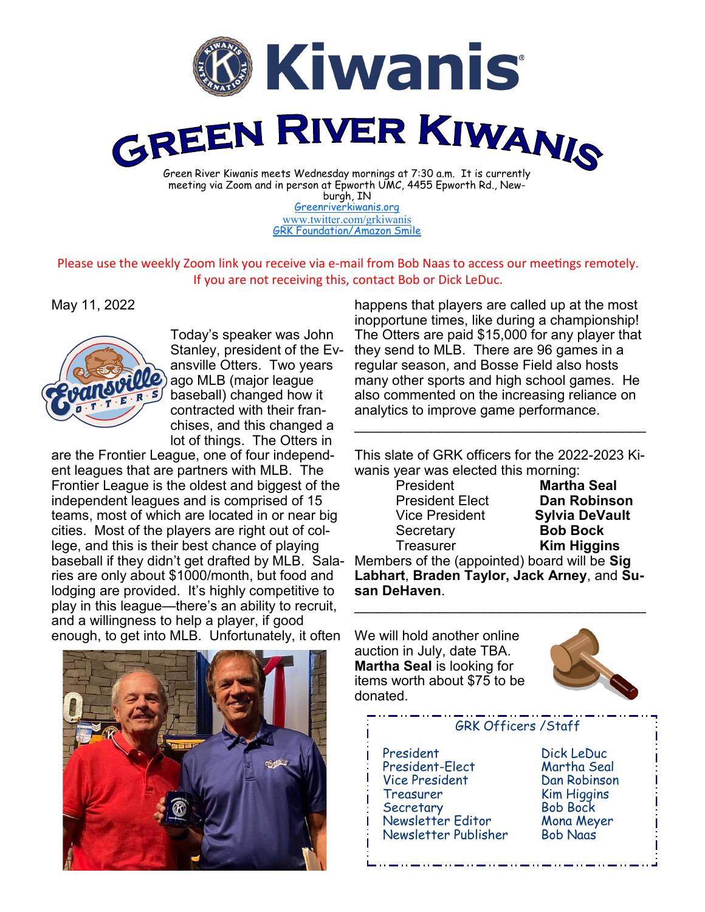# Kiwanis

# Green River Kiwanis

Green River Kiwanis meets Wednesday mornings at 7:30 a.m. It is currently meeting via Zoom and in person at Epworth UMC, 4455 Epworth Rd., Newburgh, IN

Greenriverkiwanis.org

www.twitter.com/grkiwanis

GRK Foundation/Amazon Smile

Please use the weekly Zoom link you receive via e-mail from Bob Naas to access our meetings remotely. If you are not receiving this, contact Bob or Dick LeDuc.

May 11, 2022

Today's speaker was John Stanley, president of the Evansville Otters. Two years ago MLB (major league baseball) changed how it contracted with their franchises, and this changed a lot of things. The Otters in are the Frontier League, one of four independent leagues that are partners with MLB. The Frontier League is the oldest and biggest of the independent leagues and is comprised of 15 teams, most of which are located in or near big cities. Most of the players are right out of college, and this is their best chance of playing baseball if they didn't get drafted by MLB. Salaries are only about $1000/month, but food and lodging are provided. It's highly competitive to play in this league—there's an ability to recruit, and a willingness to help a player, if good enough, to get into MLB. Unfortunately, it often happens that players are called up at the most inopportune times, like during a championship! The Otters are paid $15,000 for any player that they send to MLB. There are 96 games in a regular season, and Bosse Field also hosts many other sports and high school games. He also commented on the increasing reliance on analytics to improve game performance.

---

This slate of GRK officers for the 2022-2023 Kiwanis year was elected this morning:

| | |
|---|---|
| President | **Martha Seal** |
| President Elect | **Dan Robinson** |
| Vice President | **Sylvia DeVault** |
| Secretary | **Bob Bock** |
| Treasurer | **Kim Higgins** |

Members of the (appointed) board will be **Sig Labhart**, **Braden Taylor**, **Jack Arney**, and **Susan DeHaven**.

---

We will hold another online auction in July, date TBA. **Martha Seal** is looking for items worth about $75 to be donated.

### GRK Officers /Staff

| | |
|---|---|
| President | Dick LeDuc |
| President-Elect | Martha Seal |
| Vice President | Dan Robinson |
| Treasurer | Kim Higgins |
| Secretary | Bob Bock |
| Newsletter Editor | Mona Meyer |
| Newsletter Publisher | Bob Naas |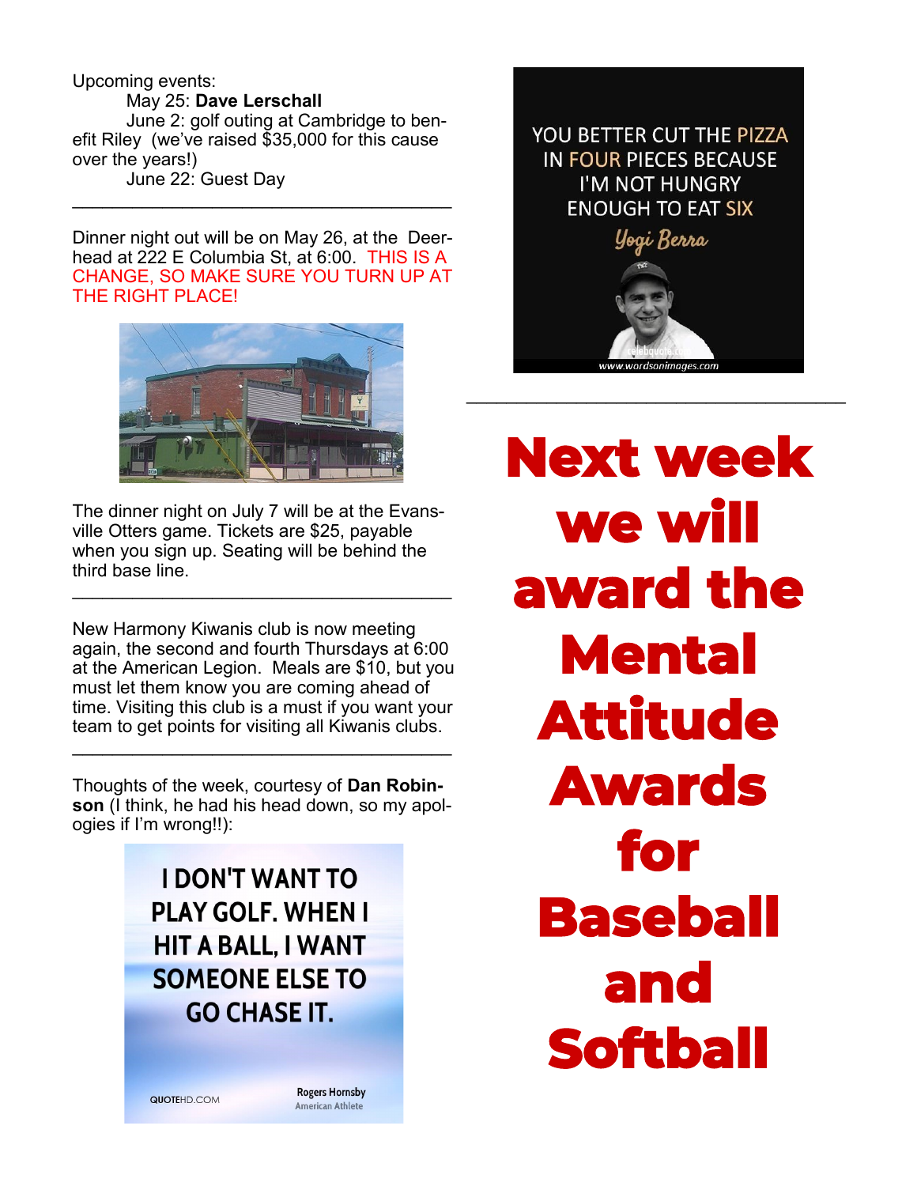Upcoming events:

May 25: **Dave Lerschall**

June 2: golf outing at Cambridge to benefit Riley (we've raised $35,000 for this cause over the years!)

June 22: Guest Day

---

Dinner night out will be on May 26, at the Deerhead at 222 E Columbia St, at 6:00. THIS IS A CHANGE, SO MAKE SURE YOU TURN UP AT THE RIGHT PLACE!

The dinner night on July 7 will be at the Evansville Otters game. Tickets are $25, payable when you sign up. Seating will be behind the third base line.

---

New Harmony Kiwanis club is now meeting again, the second and fourth Thursdays at 6:00 at the American Legion. Meals are $10, but you must let them know you are coming ahead of time. Visiting this club is a must if you want your team to get points for visiting all Kiwanis clubs.

---

Thoughts of the week, courtesy of **Dan Robinson** (I think, he had his head down, so my apologies if I'm wrong!!):

I DON'T WANT TO PLAY GOLF. WHEN I HIT A BALL, I WANT SOMEONE ELSE TO GO CHASE IT.

Rogers Hornsby
American Athlete

YOU BETTER CUT THE PIZZA IN FOUR PIECES BECAUSE I'M NOT HUNGRY ENOUGH TO EAT SIX

Yogi Berra

---

# Next week we will award the Mental Attitude Awards for Baseball and Softball